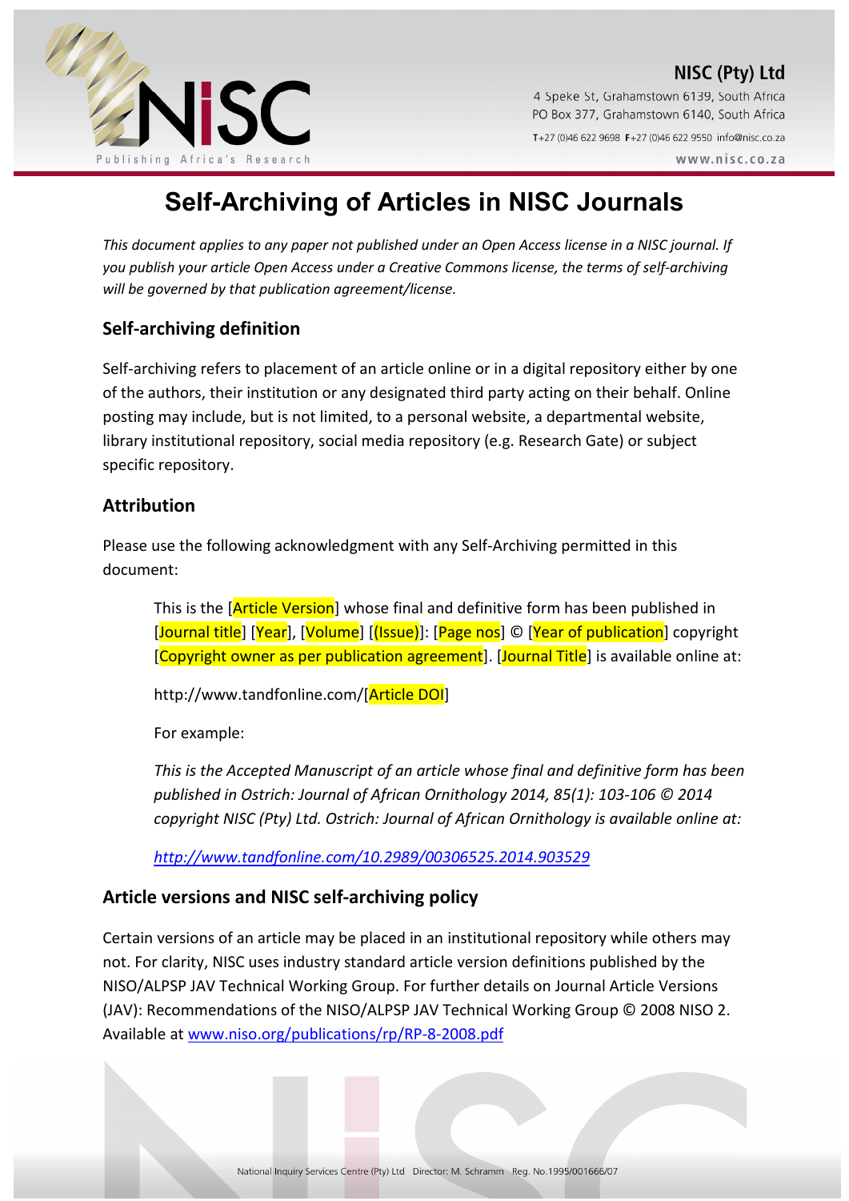NISC (Pty) Ltd

4 Speke St, Grahamstown 6139, South Africa
PO Box 377, Grahamstown 6140, South Africa

T +27 (0)46 622 9698 F +27 (0)46 622 9550 info@nisc.co.za

www.nisc.co.za

# Self-Archiving of Articles in NISC Journals

*This document applies to any paper not published under an Open Access license in a NISC journal. If you publish your article Open Access under a Creative Commons license, the terms of self-archiving will be governed by that publication agreement/license.*

## Self-archiving definition

Self-archiving refers to placement of an article online or in a digital repository either by one of the authors, their institution or any designated third party acting on their behalf. Online posting may include, but is not limited, to a personal website, a departmental website, library institutional repository, social media repository (e.g. Research Gate) or subject specific repository.

## Attribution

Please use the following acknowledgment with any Self-Archiving permitted in this document:

> This is the [Article Version] whose final and definitive form has been published in [Journal title] [Year], [Volume] [(Issue)]: [Page nos] © [Year of publication] copyright [Copyright owner as per publication agreement]. [Journal Title] is available online at:
>
> http://www.tandfonline.com/[Article DOI]
>
> For example:
>
> *This is the Accepted Manuscript of an article whose final and definitive form has been published in Ostrich: Journal of African Ornithology 2014, 85(1): 103-106 © 2014 copyright NISC (Pty) Ltd. Ostrich: Journal of African Ornithology is available online at:*
>
> *http://www.tandfonline.com/10.2989/00306525.2014.903529*

## Article versions and NISC self-archiving policy

Certain versions of an article may be placed in an institutional repository while others may not. For clarity, NISC uses industry standard article version definitions published by the NISO/ALPSP JAV Technical Working Group. For further details on Journal Article Versions (JAV): Recommendations of the NISO/ALPSP JAV Technical Working Group © 2008 NISO 2. Available at www.niso.org/publications/rp/RP-8-2008.pdf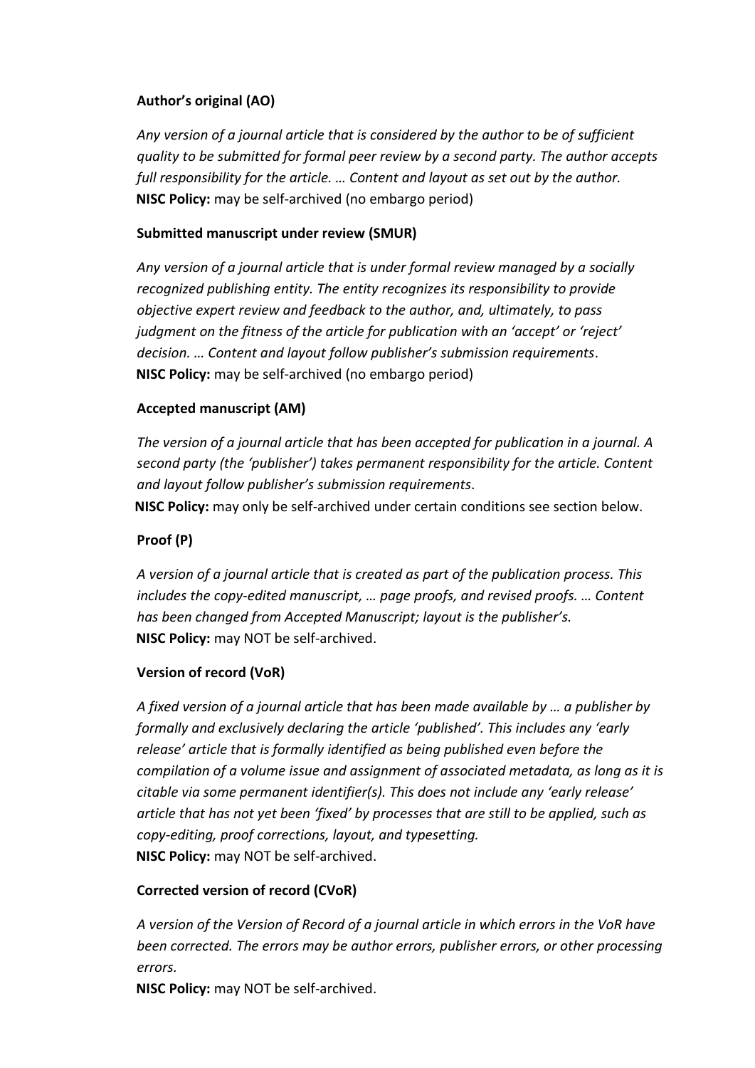**Author's original (AO)**

*Any version of a journal article that is considered by the author to be of sufficient quality to be submitted for formal peer review by a second party. The author accepts full responsibility for the article. … Content and layout as set out by the author.*
**NISC Policy:** may be self-archived (no embargo period)

**Submitted manuscript under review (SMUR)**

*Any version of a journal article that is under formal review managed by a socially recognized publishing entity. The entity recognizes its responsibility to provide objective expert review and feedback to the author, and, ultimately, to pass judgment on the fitness of the article for publication with an 'accept' or 'reject' decision. … Content and layout follow publisher's submission requirements*.
**NISC Policy:** may be self-archived (no embargo period)

**Accepted manuscript (AM)**

*The version of a journal article that has been accepted for publication in a journal. A second party (the 'publisher') takes permanent responsibility for the article. Content and layout follow publisher's submission requirements*.
**NISC Policy:** may only be self-archived under certain conditions see section below.

**Proof (P)**

*A version of a journal article that is created as part of the publication process. This includes the copy-edited manuscript, … page proofs, and revised proofs. … Content has been changed from Accepted Manuscript; layout is the publisher's.*
**NISC Policy:** may NOT be self-archived.

**Version of record (VoR)**

*A fixed version of a journal article that has been made available by … a publisher by formally and exclusively declaring the article 'published'. This includes any 'early release' article that is formally identified as being published even before the compilation of a volume issue and assignment of associated metadata, as long as it is citable via some permanent identifier(s). This does not include any 'early release' article that has not yet been 'fixed' by processes that are still to be applied, such as copy-editing, proof corrections, layout, and typesetting.*
**NISC Policy:** may NOT be self-archived.

**Corrected version of record (CVoR)**

*A version of the Version of Record of a journal article in which errors in the VoR have been corrected. The errors may be author errors, publisher errors, or other processing errors.*
**NISC Policy:** may NOT be self-archived.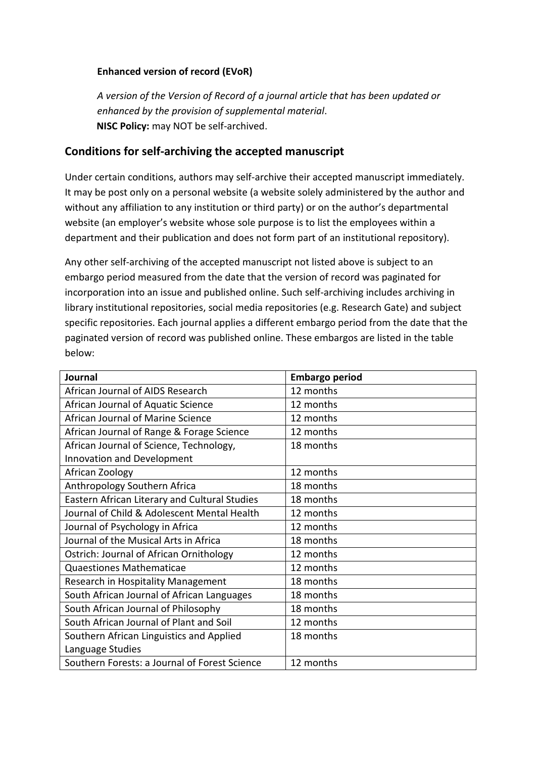**Enhanced version of record (EVoR)**

*A version of the Version of Record of a journal article that has been updated or enhanced by the provision of supplemental material*.
**NISC Policy:** may NOT be self-archived.

## Conditions for self-archiving the accepted manuscript

Under certain conditions, authors may self-archive their accepted manuscript immediately. It may be post only on a personal website (a website solely administered by the author and without any affiliation to any institution or third party) or on the author's departmental website (an employer's website whose sole purpose is to list the employees within a department and their publication and does not form part of an institutional repository).

Any other self-archiving of the accepted manuscript not listed above is subject to an embargo period measured from the date that the version of record was paginated for incorporation into an issue and published online. Such self-archiving includes archiving in library institutional repositories, social media repositories (e.g. Research Gate) and subject specific repositories. Each journal applies a different embargo period from the date that the paginated version of record was published online. These embargos are listed in the table below:

| Journal | Embargo period |
| --- | --- |
| African Journal of AIDS Research | 12 months |
| African Journal of Aquatic Science | 12 months |
| African Journal of Marine Science | 12 months |
| African Journal of Range & Forage Science | 12 months |
| African Journal of Science, Technology, Innovation and Development | 18 months |
| African Zoology | 12 months |
| Anthropology Southern Africa | 18 months |
| Eastern African Literary and Cultural Studies | 18 months |
| Journal of Child & Adolescent Mental Health | 12 months |
| Journal of Psychology in Africa | 12 months |
| Journal of the Musical Arts in Africa | 18 months |
| Ostrich: Journal of African Ornithology | 12 months |
| Quaestiones Mathematicae | 12 months |
| Research in Hospitality Management | 18 months |
| South African Journal of African Languages | 18 months |
| South African Journal of Philosophy | 18 months |
| South African Journal of Plant and Soil | 12 months |
| Southern African Linguistics and Applied Language Studies | 18 months |
| Southern Forests: a Journal of Forest Science | 12 months |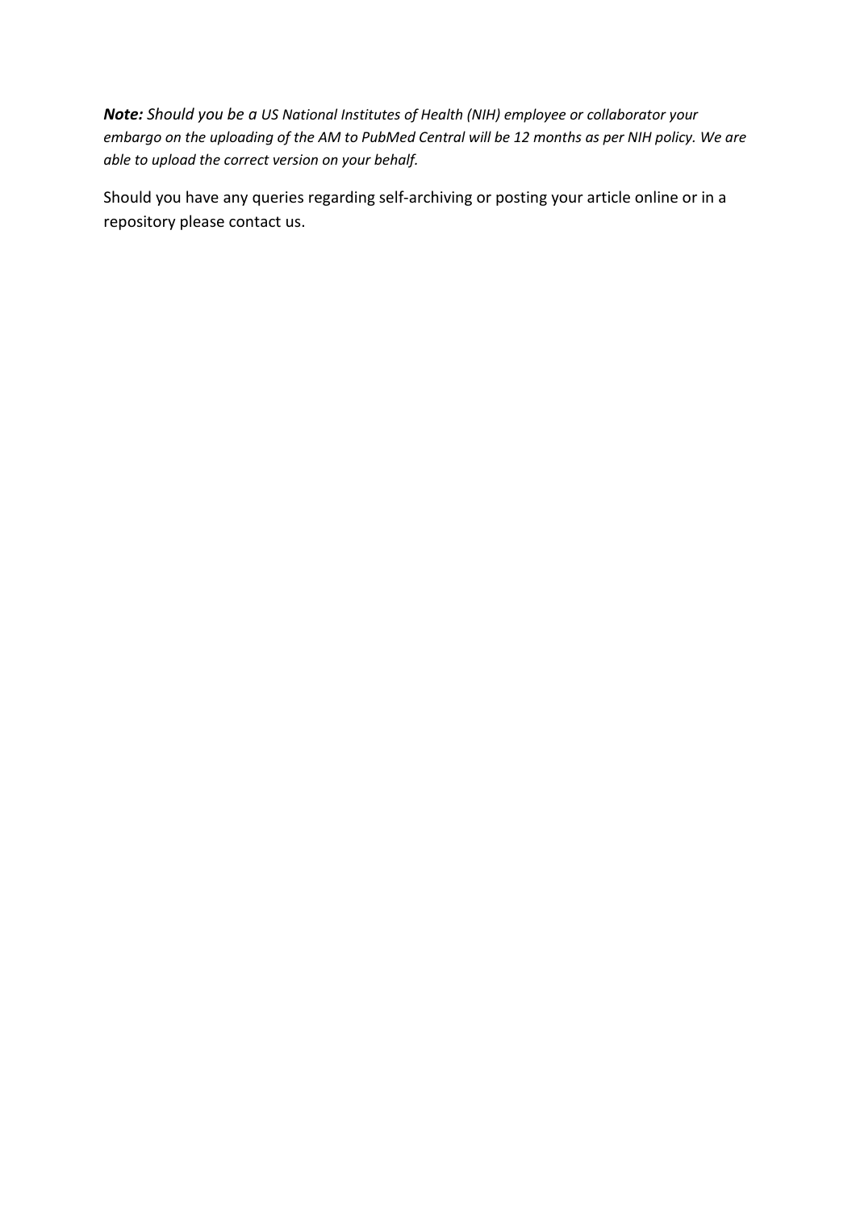***Note:*** *Should you be a US National Institutes of Health (NIH) employee or collaborator your embargo on the uploading of the AM to PubMed Central will be 12 months as per NIH policy. We are able to upload the correct version on your behalf.*

Should you have any queries regarding self-archiving or posting your article online or in a repository please contact us.